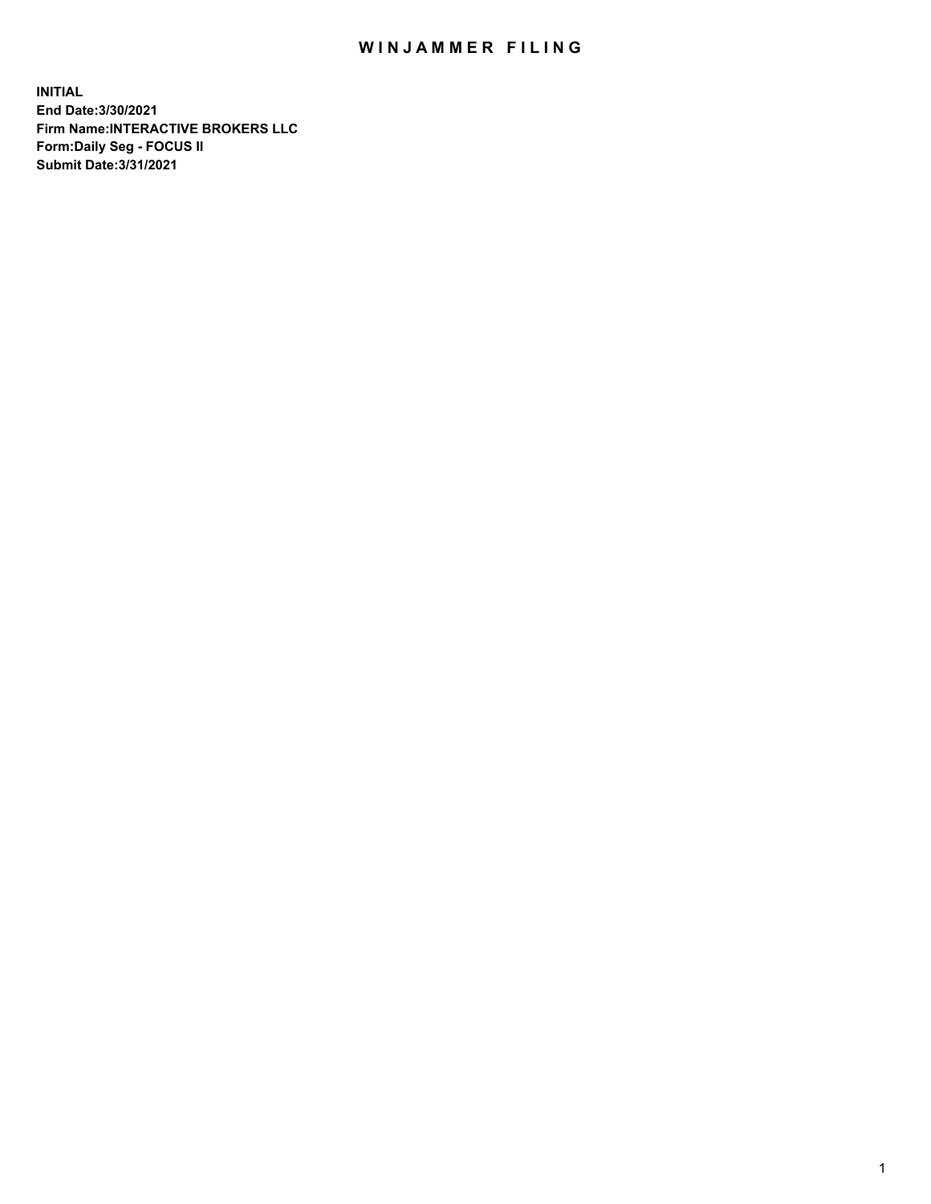# WINJAMMER FILING

**INITIAL**
**End Date:3/30/2021**
**Firm Name:INTERACTIVE BROKERS LLC**
**Form:Daily Seg - FOCUS II**
**Submit Date:3/31/2021**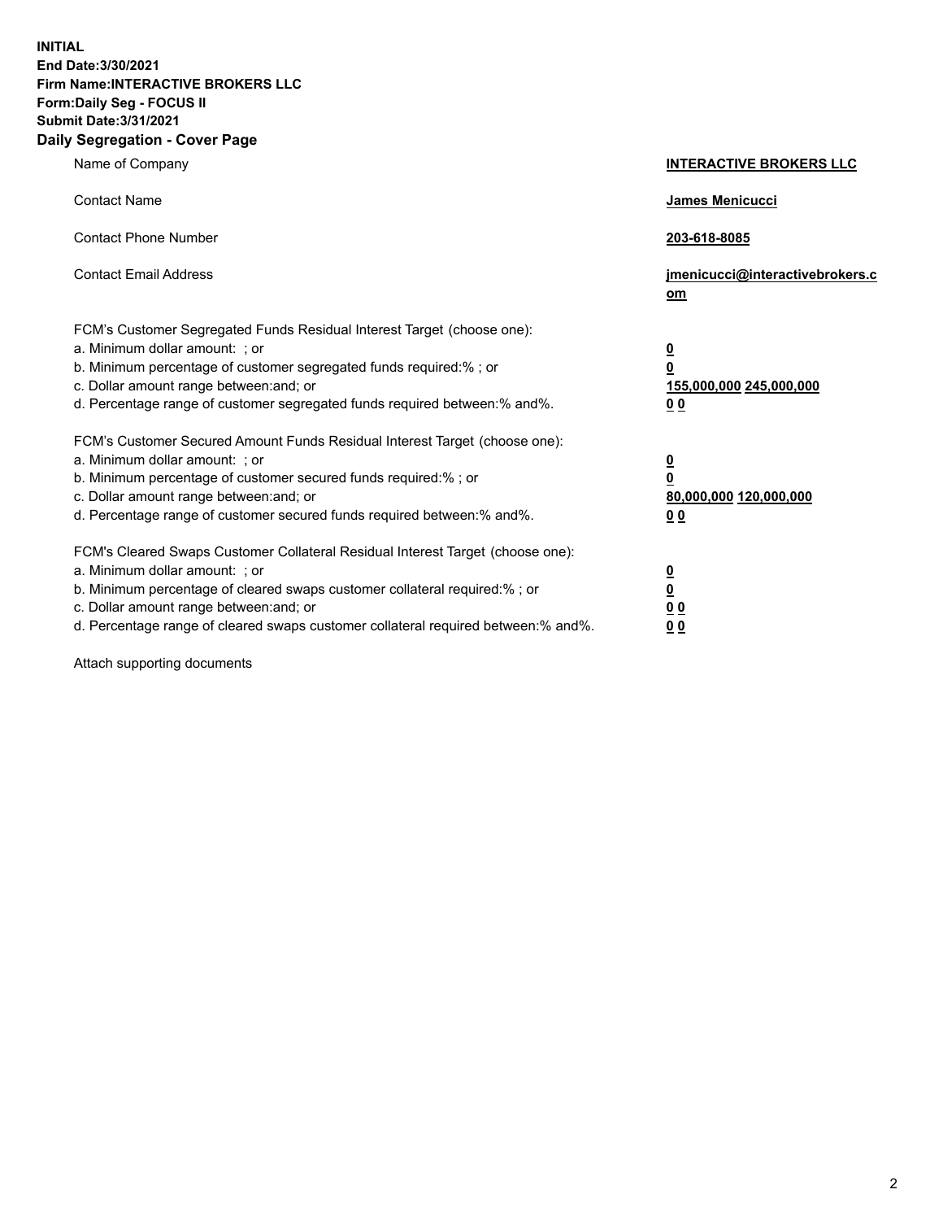**INITIAL**
**End Date:3/30/2021**
**Firm Name:INTERACTIVE BROKERS LLC**
**Form:Daily Seg - FOCUS II**
**Submit Date:3/31/2021**

## Daily Segregation - Cover Page

| | |
|---|---|
| Name of Company | **INTERACTIVE BROKERS LLC** |
| Contact Name | **James Menicucci** |
| Contact Phone Number | **203-618-8085** |
| Contact Email Address | **jmenicucci@interactivebrokers.com** |
| FCM's Customer Segregated Funds Residual Interest Target (choose one): | |
| a. Minimum dollar amount: ; or | **0** |
| b. Minimum percentage of customer segregated funds required:% ; or | **0** |
| c. Dollar amount range between:and; or | **155,000,000 245,000,000** |
| d. Percentage range of customer segregated funds required between:% and%. | **0 0** |
| FCM's Customer Secured Amount Funds Residual Interest Target (choose one): | |
| a. Minimum dollar amount: ; or | **0** |
| b. Minimum percentage of customer secured funds required:% ; or | **0** |
| c. Dollar amount range between:and; or | **80,000,000 120,000,000** |
| d. Percentage range of customer secured funds required between:% and%. | **0 0** |
| FCM's Cleared Swaps Customer Collateral Residual Interest Target (choose one): | |
| a. Minimum dollar amount: ; or | **0** |
| b. Minimum percentage of cleared swaps customer collateral required:% ; or | **0** |
| c. Dollar amount range between:and; or | **0 0** |
| d. Percentage range of cleared swaps customer collateral required between:% and%. | **0 0** |

Attach supporting documents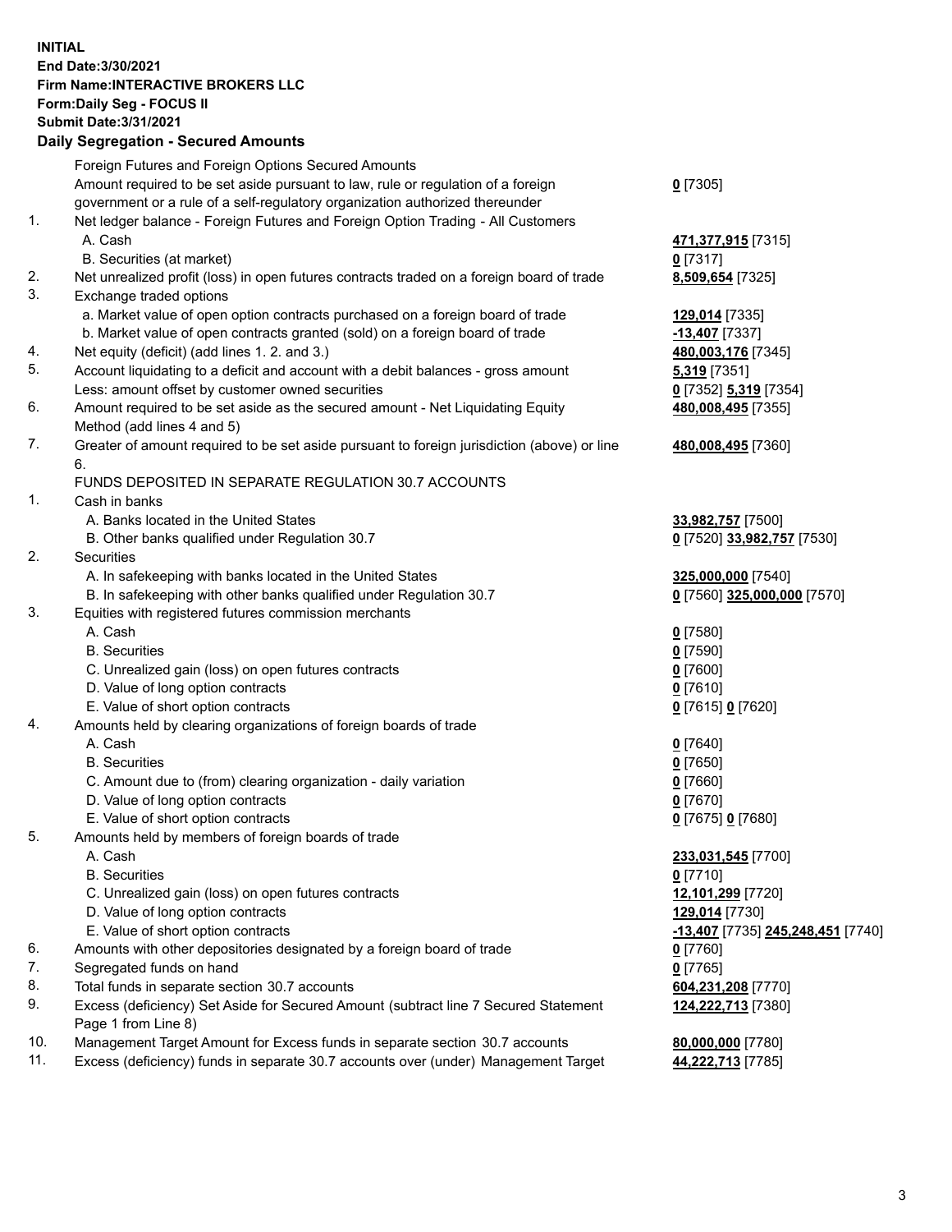**INITIAL**
**End Date:3/30/2021**
**Firm Name:INTERACTIVE BROKERS LLC**
**Form:Daily Seg - FOCUS II**
**Submit Date:3/31/2021**

## Daily Segregation - Secured Amounts

| | | |
|---|---|---|
| | Foreign Futures and Foreign Options Secured Amounts | |
| | Amount required to be set aside pursuant to law, rule or regulation of a foreign government or a rule of a self-regulatory organization authorized thereunder | **0** [7305] |
| 1. | Net ledger balance - Foreign Futures and Foreign Option Trading - All Customers | |
| | A. Cash | **471,377,915** [7315] |
| | B. Securities (at market) | **0** [7317] |
| 2. | Net unrealized profit (loss) in open futures contracts traded on a foreign board of trade | **8,509,654** [7325] |
| 3. | Exchange traded options | |
| | a. Market value of open option contracts purchased on a foreign board of trade | **129,014** [7335] |
| | b. Market value of open contracts granted (sold) on a foreign board of trade | **-13,407** [7337] |
| 4. | Net equity (deficit) (add lines 1. 2. and 3.) | **480,003,176** [7345] |
| 5. | Account liquidating to a deficit and account with a debit balances - gross amount | **5,319** [7351] |
| | Less: amount offset by customer owned securities | **0** [7352] **5,319** [7354] |
| 6. | Amount required to be set aside as the secured amount - Net Liquidating Equity Method (add lines 4 and 5) | **480,008,495** [7355] |
| 7. | Greater of amount required to be set aside pursuant to foreign jurisdiction (above) or line 6. | **480,008,495** [7360] |
| | FUNDS DEPOSITED IN SEPARATE REGULATION 30.7 ACCOUNTS | |
| 1. | Cash in banks | |
| | A. Banks located in the United States | **33,982,757** [7500] |
| | B. Other banks qualified under Regulation 30.7 | **0** [7520] **33,982,757** [7530] |
| 2. | Securities | |
| | A. In safekeeping with banks located in the United States | **325,000,000** [7540] |
| | B. In safekeeping with other banks qualified under Regulation 30.7 | **0** [7560] **325,000,000** [7570] |
| 3. | Equities with registered futures commission merchants | |
| | A. Cash | **0** [7580] |
| | B. Securities | **0** [7590] |
| | C. Unrealized gain (loss) on open futures contracts | **0** [7600] |
| | D. Value of long option contracts | **0** [7610] |
| | E. Value of short option contracts | **0** [7615] **0** [7620] |
| 4. | Amounts held by clearing organizations of foreign boards of trade | |
| | A. Cash | **0** [7640] |
| | B. Securities | **0** [7650] |
| | C. Amount due to (from) clearing organization - daily variation | **0** [7660] |
| | D. Value of long option contracts | **0** [7670] |
| | E. Value of short option contracts | **0** [7675] **0** [7680] |
| 5. | Amounts held by members of foreign boards of trade | |
| | A. Cash | **233,031,545** [7700] |
| | B. Securities | **0** [7710] |
| | C. Unrealized gain (loss) on open futures contracts | **12,101,299** [7720] |
| | D. Value of long option contracts | **129,014** [7730] |
| | E. Value of short option contracts | **-13,407** [7735] **245,248,451** [7740] |
| 6. | Amounts with other depositories designated by a foreign board of trade | **0** [7760] |
| 7. | Segregated funds on hand | **0** [7765] |
| 8. | Total funds in separate section 30.7 accounts | **604,231,208** [7770] |
| 9. | Excess (deficiency) Set Aside for Secured Amount (subtract line 7 Secured Statement Page 1 from Line 8) | **124,222,713** [7380] |
| 10. | Management Target Amount for Excess funds in separate section 30.7 accounts | **80,000,000** [7780] |
| 11. | Excess (deficiency) funds in separate 30.7 accounts over (under) Management Target | **44,222,713** [7785] |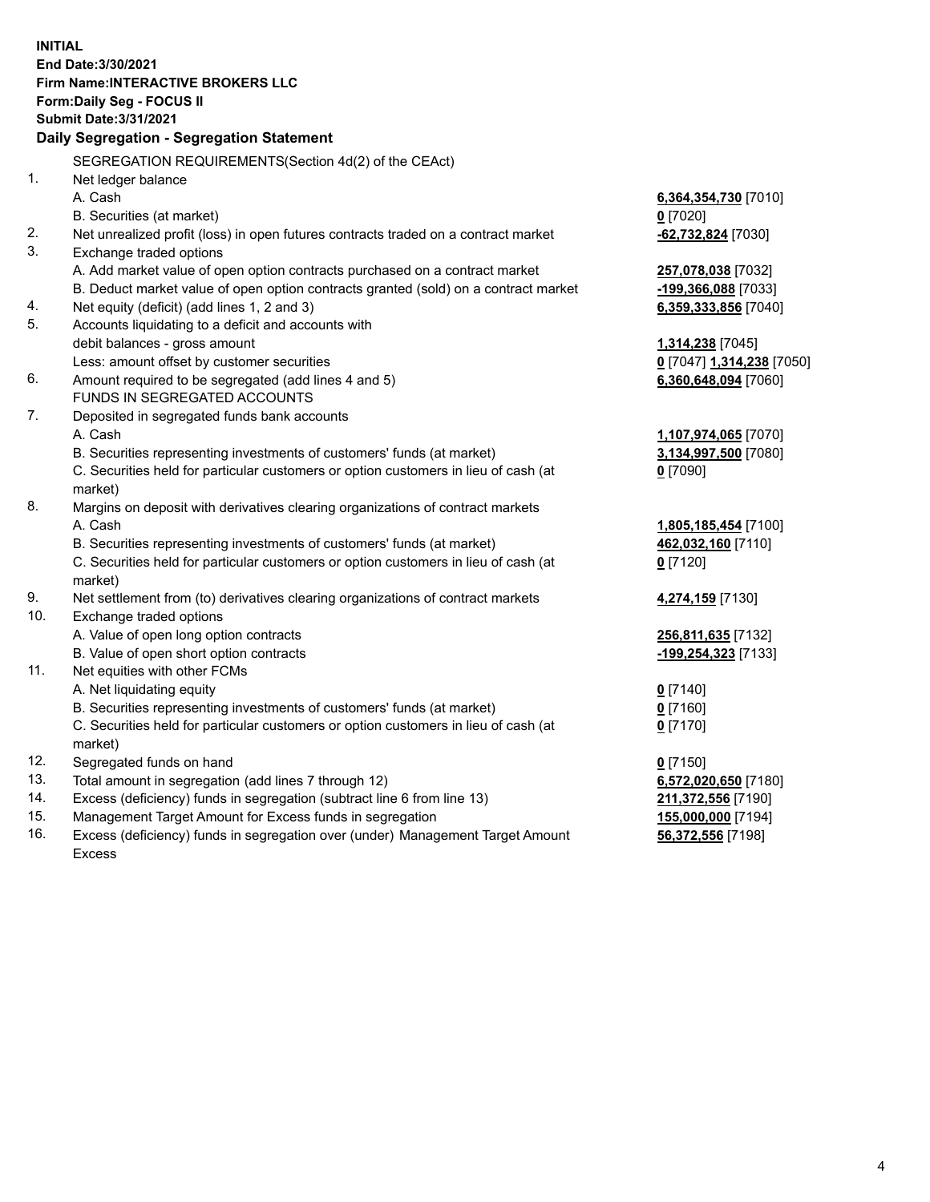**INITIAL**
**End Date:3/30/2021**
**Firm Name:INTERACTIVE BROKERS LLC**
**Form:Daily Seg - FOCUS II**
**Submit Date:3/31/2021**

**Daily Segregation - Segregation Statement**

| | | |
|---|---|---|
| | SEGREGATION REQUIREMENTS(Section 4d(2) of the CEAct) | |
| 1. | Net ledger balance | |
| | A. Cash | **6,364,354,730** [7010] |
| | B. Securities (at market) | **0** [7020] |
| 2. | Net unrealized profit (loss) in open futures contracts traded on a contract market | **-62,732,824** [7030] |
| 3. | Exchange traded options | |
| | A. Add market value of open option contracts purchased on a contract market | **257,078,038** [7032] |
| | B. Deduct market value of open option contracts granted (sold) on a contract market | **-199,366,088** [7033] |
| 4. | Net equity (deficit) (add lines 1, 2 and 3) | **6,359,333,856** [7040] |
| 5. | Accounts liquidating to a deficit and accounts with debit balances - gross amount | **1,314,238** [7045] |
| | Less: amount offset by customer securities | **0** [7047] **1,314,238** [7050] |
| 6. | Amount required to be segregated (add lines 4 and 5) | **6,360,648,094** [7060] |
| | FUNDS IN SEGREGATED ACCOUNTS | |
| 7. | Deposited in segregated funds bank accounts | |
| | A. Cash | **1,107,974,065** [7070] |
| | B. Securities representing investments of customers' funds (at market) | **3,134,997,500** [7080] |
| | C. Securities held for particular customers or option customers in lieu of cash (at market) | **0** [7090] |
| 8. | Margins on deposit with derivatives clearing organizations of contract markets | |
| | A. Cash | **1,805,185,454** [7100] |
| | B. Securities representing investments of customers' funds (at market) | **462,032,160** [7110] |
| | C. Securities held for particular customers or option customers in lieu of cash (at market) | **0** [7120] |
| 9. | Net settlement from (to) derivatives clearing organizations of contract markets | **4,274,159** [7130] |
| 10. | Exchange traded options | |
| | A. Value of open long option contracts | **256,811,635** [7132] |
| | B. Value of open short option contracts | **-199,254,323** [7133] |
| 11. | Net equities with other FCMs | |
| | A. Net liquidating equity | **0** [7140] |
| | B. Securities representing investments of customers' funds (at market) | **0** [7160] |
| | C. Securities held for particular customers or option customers in lieu of cash (at market) | **0** [7170] |
| 12. | Segregated funds on hand | **0** [7150] |
| 13. | Total amount in segregation (add lines 7 through 12) | **6,572,020,650** [7180] |
| 14. | Excess (deficiency) funds in segregation (subtract line 6 from line 13) | **211,372,556** [7190] |
| 15. | Management Target Amount for Excess funds in segregation | **155,000,000** [7194] |
| 16. | Excess (deficiency) funds in segregation over (under) Management Target Amount Excess | **56,372,556** [7198] |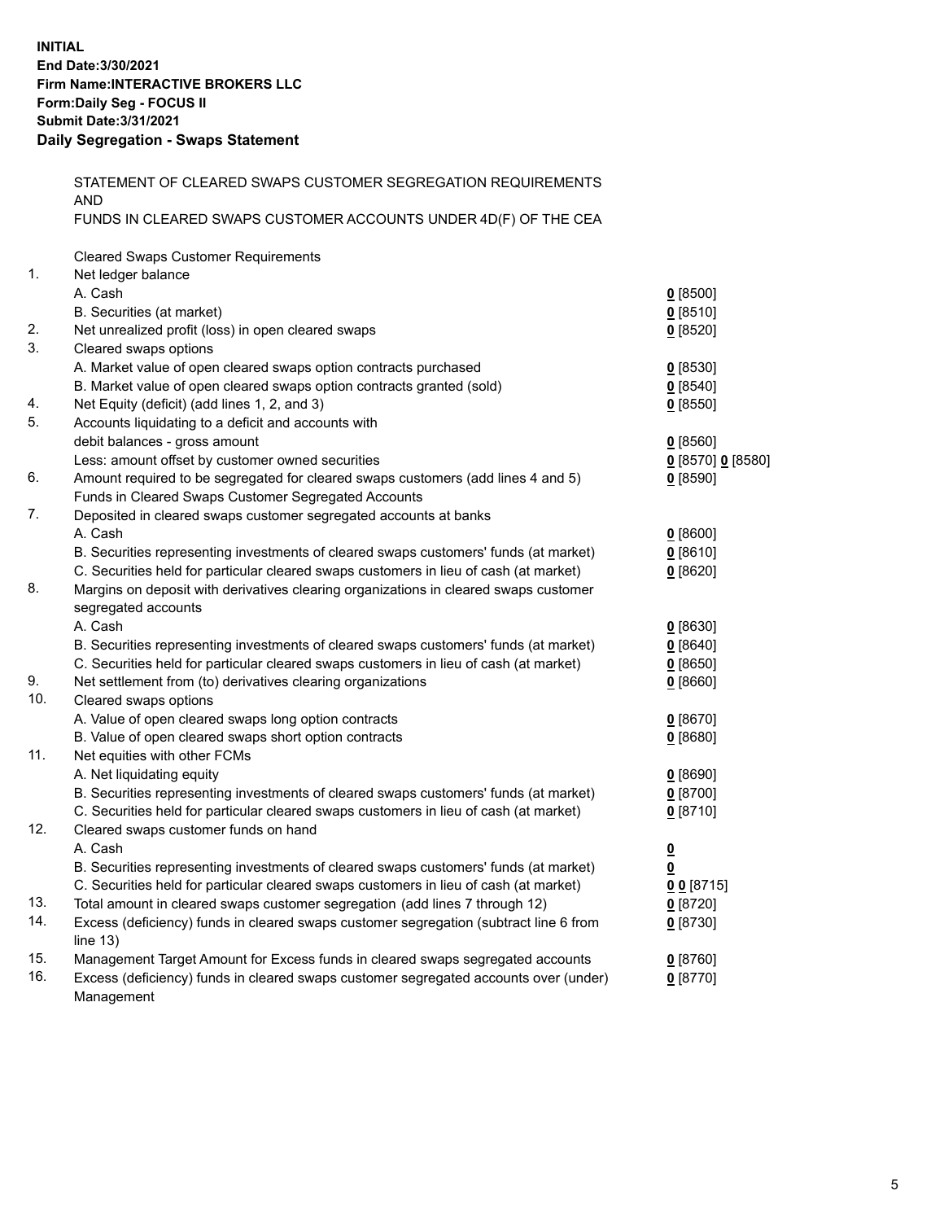**INITIAL**
**End Date:3/30/2021**
**Firm Name:INTERACTIVE BROKERS LLC**
**Form:Daily Seg - FOCUS II**
**Submit Date:3/31/2021**
**Daily Segregation - Swaps Statement**

STATEMENT OF CLEARED SWAPS CUSTOMER SEGREGATION REQUIREMENTS AND FUNDS IN CLEARED SWAPS CUSTOMER ACCOUNTS UNDER 4D(F) OF THE CEA

| | | |
|---|---|---|
| | Cleared Swaps Customer Requirements | |
| 1. | Net ledger balance | |
| | A. Cash | 0 [8500] |
| | B. Securities (at market) | 0 [8510] |
| 2. | Net unrealized profit (loss) in open cleared swaps | 0 [8520] |
| 3. | Cleared swaps options | |
| | A. Market value of open cleared swaps option contracts purchased | 0 [8530] |
| | B. Market value of open cleared swaps option contracts granted (sold) | 0 [8540] |
| 4. | Net Equity (deficit) (add lines 1, 2, and 3) | 0 [8550] |
| 5. | Accounts liquidating to a deficit and accounts with | |
| | debit balances - gross amount | 0 [8560] |
| | Less: amount offset by customer owned securities | 0 [8570] 0 [8580] |
| 6. | Amount required to be segregated for cleared swaps customers (add lines 4 and 5) | 0 [8590] |
| | Funds in Cleared Swaps Customer Segregated Accounts | |
| 7. | Deposited in cleared swaps customer segregated accounts at banks | |
| | A. Cash | 0 [8600] |
| | B. Securities representing investments of cleared swaps customers' funds (at market) | 0 [8610] |
| | C. Securities held for particular cleared swaps customers in lieu of cash (at market) | 0 [8620] |
| 8. | Margins on deposit with derivatives clearing organizations in cleared swaps customer segregated accounts | |
| | A. Cash | 0 [8630] |
| | B. Securities representing investments of cleared swaps customers' funds (at market) | 0 [8640] |
| | C. Securities held for particular cleared swaps customers in lieu of cash (at market) | 0 [8650] |
| 9. | Net settlement from (to) derivatives clearing organizations | 0 [8660] |
| 10. | Cleared swaps options | |
| | A. Value of open cleared swaps long option contracts | 0 [8670] |
| | B. Value of open cleared swaps short option contracts | 0 [8680] |
| 11. | Net equities with other FCMs | |
| | A. Net liquidating equity | 0 [8690] |
| | B. Securities representing investments of cleared swaps customers' funds (at market) | 0 [8700] |
| | C. Securities held for particular cleared swaps customers in lieu of cash (at market) | 0 [8710] |
| 12. | Cleared swaps customer funds on hand | |
| | A. Cash | 0 |
| | B. Securities representing investments of cleared swaps customers' funds (at market) | 0 |
| | C. Securities held for particular cleared swaps customers in lieu of cash (at market) | 0 0 [8715] |
| 13. | Total amount in cleared swaps customer segregation (add lines 7 through 12) | 0 [8720] |
| 14. | Excess (deficiency) funds in cleared swaps customer segregation (subtract line 6 from line 13) | 0 [8730] |
| 15. | Management Target Amount for Excess funds in cleared swaps segregated accounts | 0 [8760] |
| 16. | Excess (deficiency) funds in cleared swaps customer segregated accounts over (under) Management | 0 [8770] |